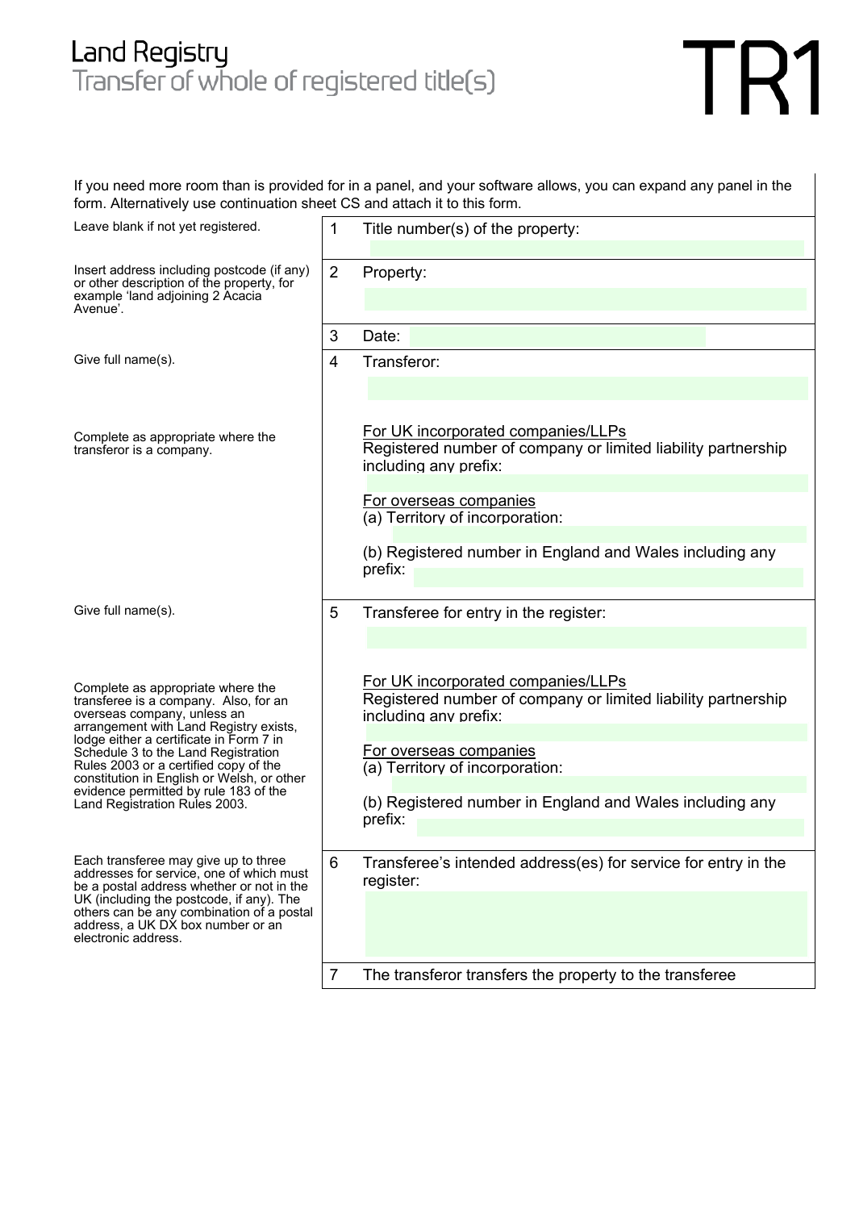# Land Registry
## Transfer of whole of registered title(s)

# TR1

If you need more room than is provided for in a panel, and your software allows, you can expand any panel in the form. Alternatively use continuation sheet CS and attach it to this form.

| Guidance | No. | Panel |
|---|---|---|
| Leave blank if not yet registered. | 1 | Title number(s) of the property: |
| Insert address including postcode (if any) or other description of the property, for example 'land adjoining 2 Acacia Avenue'. | 2 | Property: |
| | 3 | Date: |
| Give full name(s).<br><br>Complete as appropriate where the transferor is a company. | 4 | Transferor:<br><br><u>For UK incorporated companies/LLPs</u><br>Registered number of company or limited liability partnership including any prefix:<br><br><u>For overseas companies</u><br>(a) Territory of incorporation:<br><br>(b) Registered number in England and Wales including any prefix: |
| Give full name(s).<br><br>Complete as appropriate where the transferee is a company. Also, for an overseas company, unless an arrangement with Land Registry exists, lodge either a certificate in Form 7 in Schedule 3 to the Land Registration Rules 2003 or a certified copy of the constitution in English or Welsh, or other evidence permitted by rule 183 of the Land Registration Rules 2003. | 5 | Transferee for entry in the register:<br><br><u>For UK incorporated companies/LLPs</u><br>Registered number of company or limited liability partnership including any prefix:<br><br><u>For overseas companies</u><br>(a) Territory of incorporation:<br><br>(b) Registered number in England and Wales including any prefix: |
| Each transferee may give up to three addresses for service, one of which must be a postal address whether or not in the UK (including the postcode, if any). The others can be any combination of a postal address, a UK DX box number or an electronic address. | 6 | Transferee's intended address(es) for service for entry in the register: |
| | 7 | The transferor transfers the property to the transferee |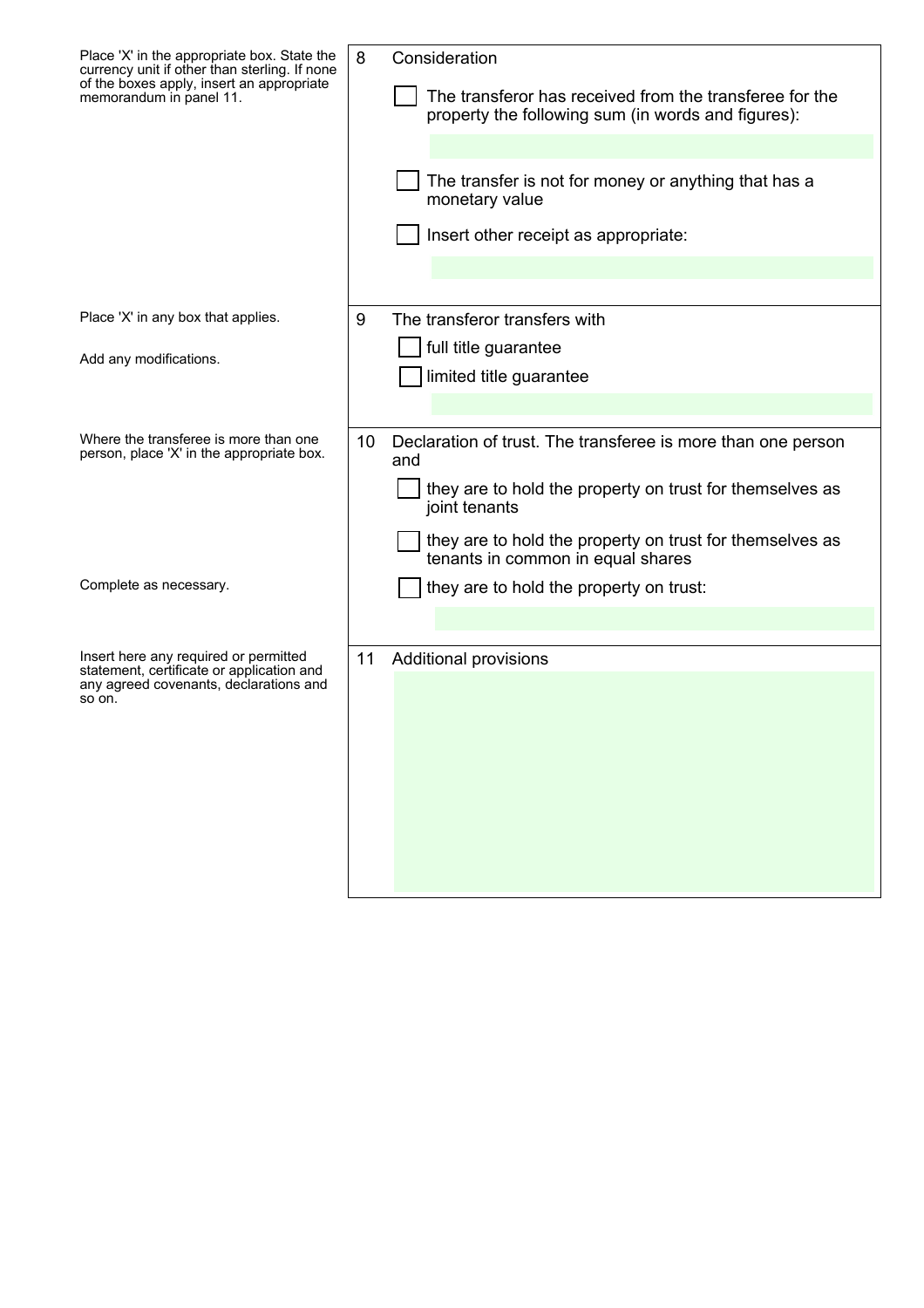| Guidance | Panel |
|---|---|
| Place 'X' in the appropriate box. State the currency unit if other than sterling. If none of the boxes apply, insert an appropriate memorandum in panel 11. | **8 Consideration**<br><br>☐ The transferor has received from the transferee for the property the following sum (in words and figures):<br><br>☐ The transfer is not for money or anything that has a monetary value<br><br>☐ Insert other receipt as appropriate: |
| Place 'X' in any box that applies.<br><br>Add any modifications. | **9 The transferor transfers with**<br><br>☐ full title guarantee<br><br>☐ limited title guarantee |
| Where the transferee is more than one person, place 'X' in the appropriate box.<br><br>Complete as necessary. | **10 Declaration of trust. The transferee is more than one person and**<br><br>☐ they are to hold the property on trust for themselves as joint tenants<br><br>☐ they are to hold the property on trust for themselves as tenants in common in equal shares<br><br>☐ they are to hold the property on trust: |
| Insert here any required or permitted statement, certificate or application and any agreed covenants, declarations and so on. | **11 Additional provisions** |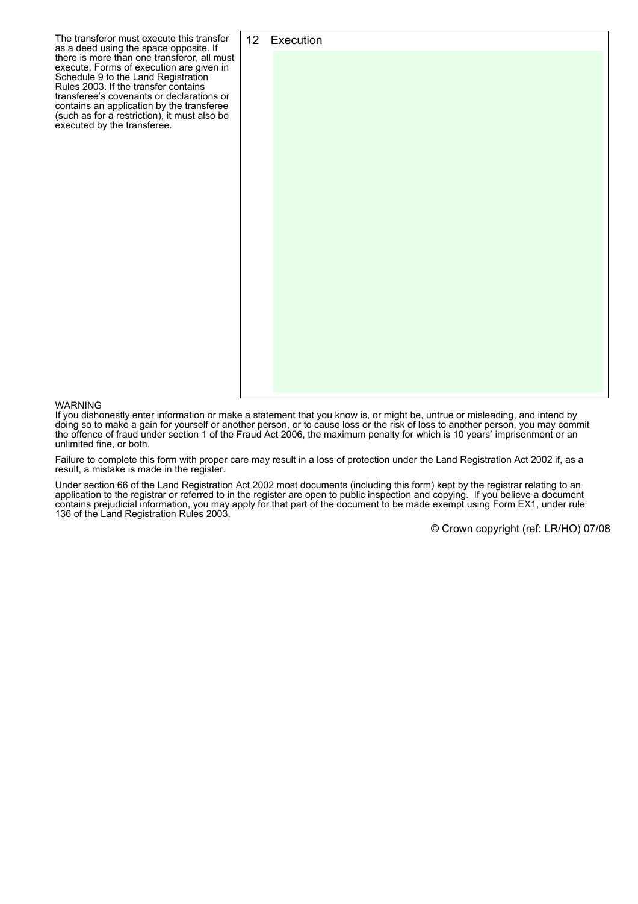The transferor must execute this transfer as a deed using the space opposite. If there is more than one transferor, all must execute. Forms of execution are given in Schedule 9 to the Land Registration Rules 2003. If the transfer contains transferee's covenants or declarations or contains an application by the transferee (such as for a restriction), it must also be executed by the transferee.

## 12 Execution

WARNING

If you dishonestly enter information or make a statement that you know is, or might be, untrue or misleading, and intend by doing so to make a gain for yourself or another person, or to cause loss or the risk of loss to another person, you may commit the offence of fraud under section 1 of the Fraud Act 2006, the maximum penalty for which is 10 years' imprisonment or an unlimited fine, or both.

Failure to complete this form with proper care may result in a loss of protection under the Land Registration Act 2002 if, as a result, a mistake is made in the register.

Under section 66 of the Land Registration Act 2002 most documents (including this form) kept by the registrar relating to an application to the registrar or referred to in the register are open to public inspection and copying. If you believe a document contains prejudicial information, you may apply for that part of the document to be made exempt using Form EX1, under rule 136 of the Land Registration Rules 2003.

© Crown copyright (ref: LR/HO) 07/08